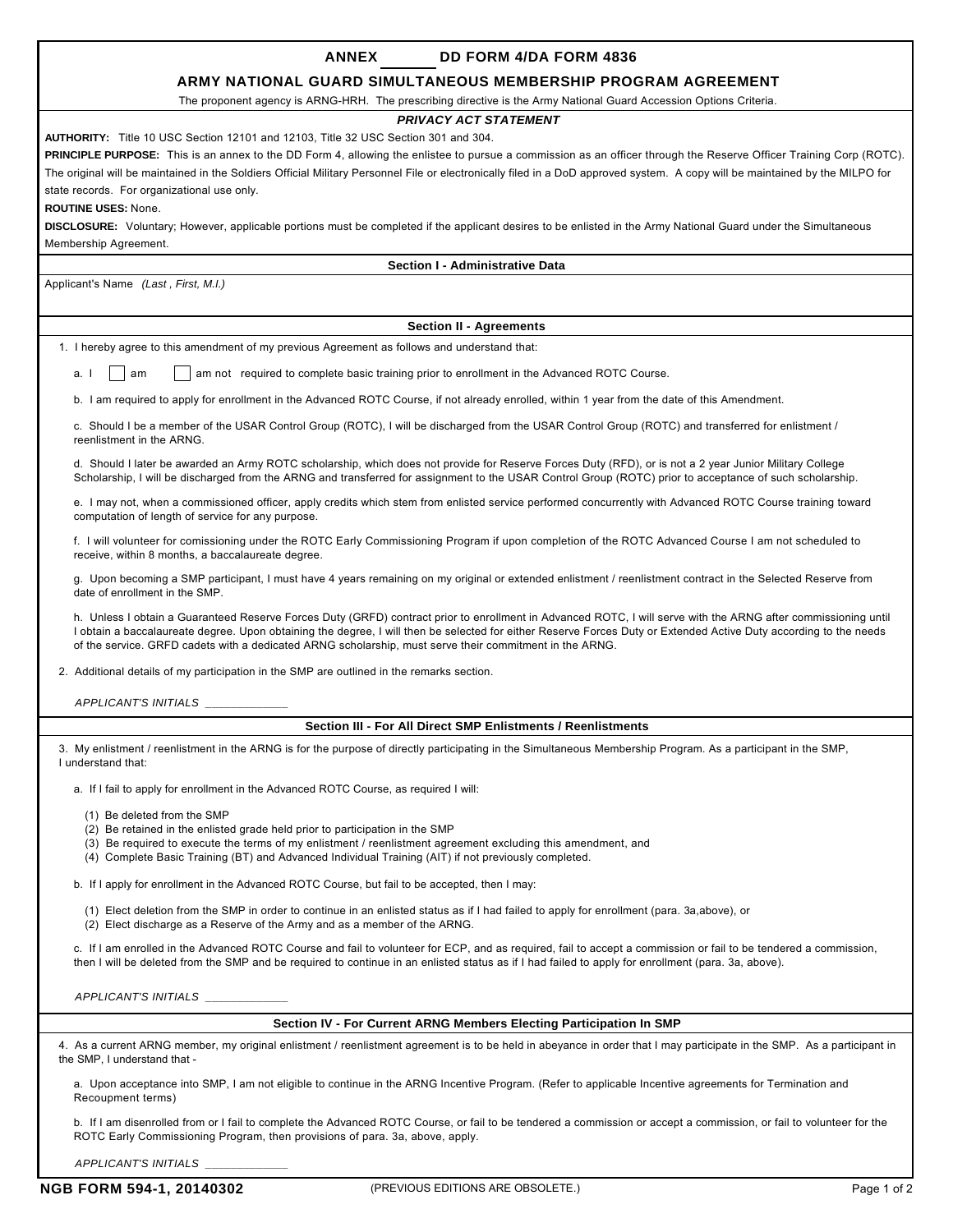# ANNEX ______ DD FORM 4/DA FORM 4836

## ARMY NATIONAL GUARD SIMULTANEOUS MEMBERSHIP PROGRAM AGREEMENT

The proponent agency is ARNG-HRH. The prescribing directive is the Army National Guard Accession Options Criteria.

### *PRIVACY ACT STATEMENT*

**AUTHORITY:** Title 10 USC Section 12101 and 12103, Title 32 USC Section 301 and 304.

**PRINCIPLE PURPOSE:** This is an annex to the DD Form 4, allowing the enlistee to pursue a commission as an officer through the Reserve Officer Training Corp (ROTC). The original will be maintained in the Soldiers Official Military Personnel File or electronically filed in a DoD approved system. A copy will be maintained by the MILPO for state records. For organizational use only.

**ROUTINE USES:** None.

**DISCLOSURE:** Voluntary; However, applicable portions must be completed if the applicant desires to be enlisted in the Army National Guard under the Simultaneous Membership Agreement.

### Section I - Administrative Data

Applicant's Name *(Last , First, M.I.)*

### Section II - Agreements

1. I hereby agree to this amendment of my previous Agreement as follows and understand that:

   a. I ☐ am ☐ am not required to complete basic training prior to enrollment in the Advanced ROTC Course.

   b. I am required to apply for enrollment in the Advanced ROTC Course, if not already enrolled, within 1 year from the date of this Amendment.

   c. Should I be a member of the USAR Control Group (ROTC), I will be discharged from the USAR Control Group (ROTC) and transferred for enlistment / reenlistment in the ARNG.

   d. Should I later be awarded an Army ROTC scholarship, which does not provide for Reserve Forces Duty (RFD), or is not a 2 year Junior Military College Scholarship, I will be discharged from the ARNG and transferred for assignment to the USAR Control Group (ROTC) prior to acceptance of such scholarship.

   e. I may not, when a commissioned officer, apply credits which stem from enlisted service performed concurrently with Advanced ROTC Course training toward computation of length of service for any purpose.

   f. I will volunteer for comissioning under the ROTC Early Commissioning Program if upon completion of the ROTC Advanced Course I am not scheduled to receive, within 8 months, a baccalaureate degree.

   g. Upon becoming a SMP participant, I must have 4 years remaining on my original or extended enlistment / reenlistment contract in the Selected Reserve from date of enrollment in the SMP.

   h. Unless I obtain a Guaranteed Reserve Forces Duty (GRFD) contract prior to enrollment in Advanced ROTC, I will serve with the ARNG after commissioning until I obtain a baccalaureate degree. Upon obtaining the degree, I will then be selected for either Reserve Forces Duty or Extended Active Duty according to the needs of the service. GRFD cadets with a dedicated ARNG scholarship, must serve their commitment in the ARNG.

2. Additional details of my participation in the SMP are outlined in the remarks section.

*APPLICANT'S INITIALS* ____________

### Section III - For All Direct SMP Enlistments / Reenlistments

3. My enlistment / reenlistment in the ARNG is for the purpose of directly participating in the Simultaneous Membership Program. As a participant in the SMP, I understand that:

   a. If I fail to apply for enrollment in the Advanced ROTC Course, as required I will:

      (1) Be deleted from the SMP
      (2) Be retained in the enlisted grade held prior to participation in the SMP
      (3) Be required to execute the terms of my enlistment / reenlistment agreement excluding this amendment, and
      (4) Complete Basic Training (BT) and Advanced Individual Training (AIT) if not previously completed.

   b. If I apply for enrollment in the Advanced ROTC Course, but fail to be accepted, then I may:

      (1) Elect deletion from the SMP in order to continue in an enlisted status as if I had failed to apply for enrollment (para. 3a,above), or
      (2) Elect discharge as a Reserve of the Army and as a member of the ARNG.

   c. If I am enrolled in the Advanced ROTC Course and fail to volunteer for ECP, and as required, fail to accept a commission or fail to be tendered a commission, then I will be deleted from the SMP and be required to continue in an enlisted status as if I had failed to apply for enrollment (para. 3a, above).

*APPLICANT'S INITIALS* ____________

### Section IV - For Current ARNG Members Electing Participation In SMP

4. As a current ARNG member, my original enlistment / reenlistment agreement is to be held in abeyance in order that I may participate in the SMP. As a participant in the SMP, I understand that -

   a. Upon acceptance into SMP, I am not eligible to continue in the ARNG Incentive Program. (Refer to applicable Incentive agreements for Termination and Recoupment terms)

   b. If I am disenrolled from or I fail to complete the Advanced ROTC Course, or fail to be tendered a commission or accept a commission, or fail to volunteer for the ROTC Early Commissioning Program, then provisions of para. 3a, above, apply.

*APPLICANT'S INITIALS* ____________

NGB FORM 594-1, 20140302 (PREVIOUS EDITIONS ARE OBSOLETE.)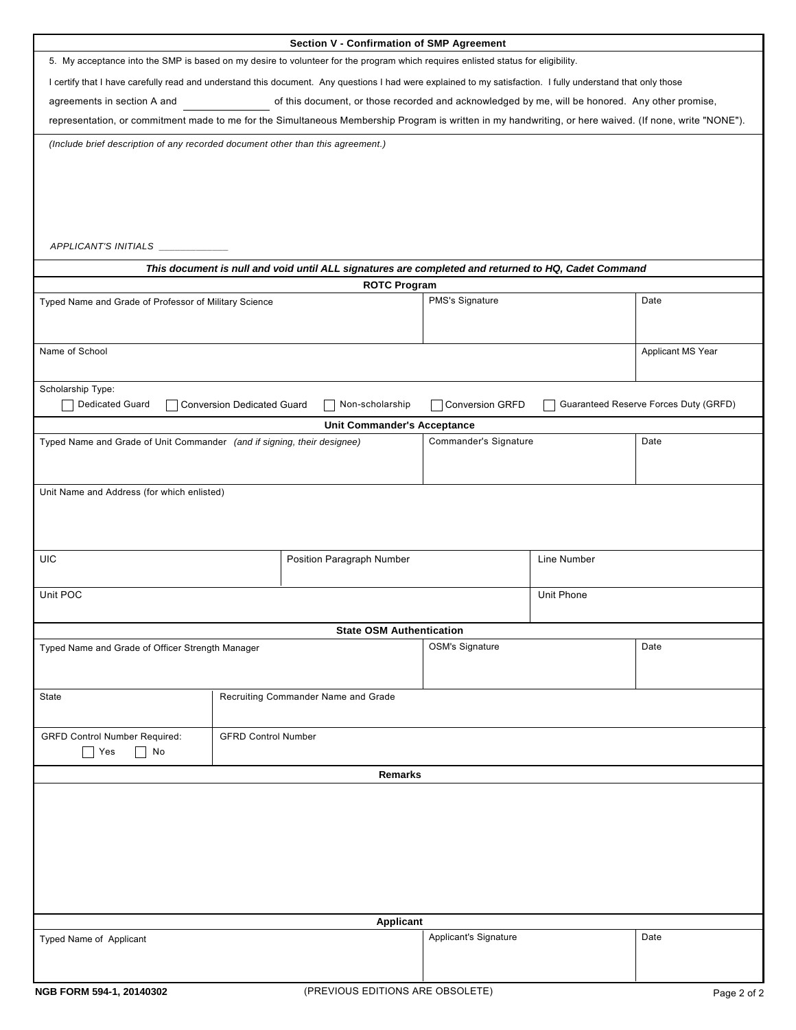## Section V - Confirmation of SMP Agreement

5. My acceptance into the SMP is based on my desire to volunteer for the program which requires enlisted status for eligibility.

I certify that I have carefully read and understand this document. Any questions I had were explained to my satisfaction. I fully understand that only those agreements in section A and ______________ of this document, or those recorded and acknowledged by me, will be honored. Any other promise, representation, or commitment made to me for the Simultaneous Membership Program is written in my handwriting, or here waived. (If none, write "NONE").

*(Include brief description of any recorded document other than this agreement.)*

*APPLICANT'S INITIALS* ____________

***This document is null and void until ALL signatures are completed and returned to HQ, Cadet Command***

### ROTC Program

| Typed Name and Grade of Professor of Military Science | PMS's Signature | Date |
|---|---|---|
| Name of School | | Applicant MS Year |

Scholarship Type:
☐ Dedicated Guard ☐ Conversion Dedicated Guard ☐ Non-scholarship ☐ Conversion GRFD ☐ Guaranteed Reserve Forces Duty (GRFD)

### Unit Commander's Acceptance

| Typed Name and Grade of Unit Commander *(and if signing, their designee)* | Commander's Signature | Date |
|---|---|---|
| Unit Name and Address (for which enlisted) | | |

| UIC | Position Paragraph Number | Line Number |
|---|---|---|
| Unit POC | | Unit Phone |

### State OSM Authentication

| Typed Name and Grade of Officer Strength Manager | OSM's Signature | Date |
|---|---|---|

| State | Recruiting Commander Name and Grade |
|---|---|
| GRFD Control Number Required: ☐ Yes ☐ No | GFRD Control Number |

### Remarks

### Applicant

| Typed Name of Applicant | Applicant's Signature | Date |
|---|---|---|

NGB FORM 594-1, 20140302 (PREVIOUS EDITIONS ARE OBSOLETE)